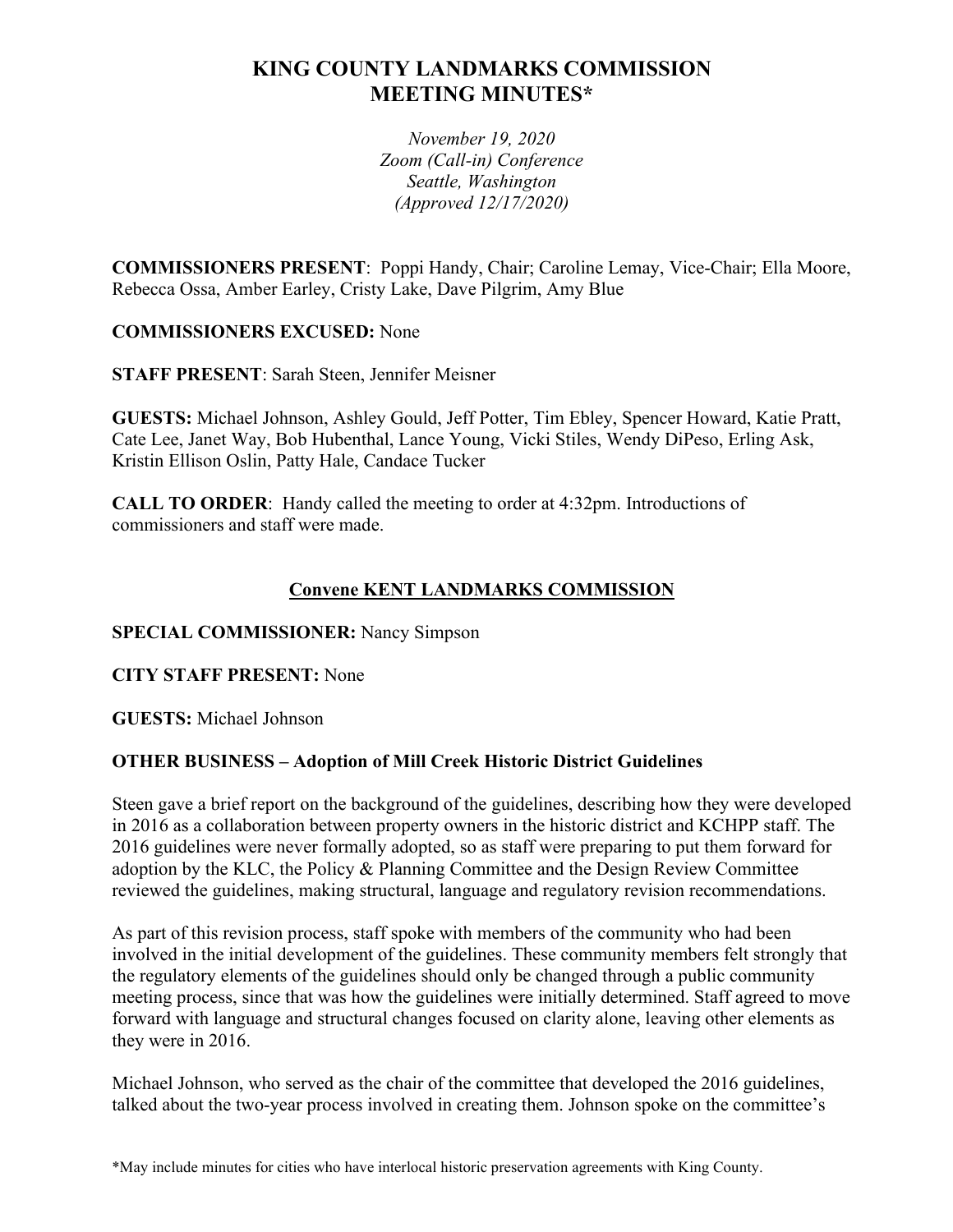# KING COUNTY LANDMARKS COMMISSION MEETING MINUTES*

*November 19, 2020*
*Zoom (Call-in) Conference*
*Seattle, Washington*
*(Approved 12/17/2020)*

**COMMISSIONERS PRESENT**: Poppi Handy, Chair; Caroline Lemay, Vice-Chair; Ella Moore, Rebecca Ossa, Amber Earley, Cristy Lake, Dave Pilgrim, Amy Blue

**COMMISSIONERS EXCUSED:** None

**STAFF PRESENT**: Sarah Steen, Jennifer Meisner

**GUESTS:** Michael Johnson, Ashley Gould, Jeff Potter, Tim Ebley, Spencer Howard, Katie Pratt, Cate Lee, Janet Way, Bob Hubenthal, Lance Young, Vicki Stiles, Wendy DiPeso, Erling Ask, Kristin Ellison Oslin, Patty Hale, Candace Tucker

**CALL TO ORDER**: Handy called the meeting to order at 4:32pm. Introductions of commissioners and staff were made.

## Convene KENT LANDMARKS COMMISSION

**SPECIAL COMMISSIONER:** Nancy Simpson

**CITY STAFF PRESENT:** None

**GUESTS:** Michael Johnson

### OTHER BUSINESS – Adoption of Mill Creek Historic District Guidelines

Steen gave a brief report on the background of the guidelines, describing how they were developed in 2016 as a collaboration between property owners in the historic district and KCHPP staff. The 2016 guidelines were never formally adopted, so as staff were preparing to put them forward for adoption by the KLC, the Policy & Planning Committee and the Design Review Committee reviewed the guidelines, making structural, language and regulatory revision recommendations.

As part of this revision process, staff spoke with members of the community who had been involved in the initial development of the guidelines. These community members felt strongly that the regulatory elements of the guidelines should only be changed through a public community meeting process, since that was how the guidelines were initially determined. Staff agreed to move forward with language and structural changes focused on clarity alone, leaving other elements as they were in 2016.

Michael Johnson, who served as the chair of the committee that developed the 2016 guidelines, talked about the two-year process involved in creating them. Johnson spoke on the committee's

*May include minutes for cities who have interlocal historic preservation agreements with King County.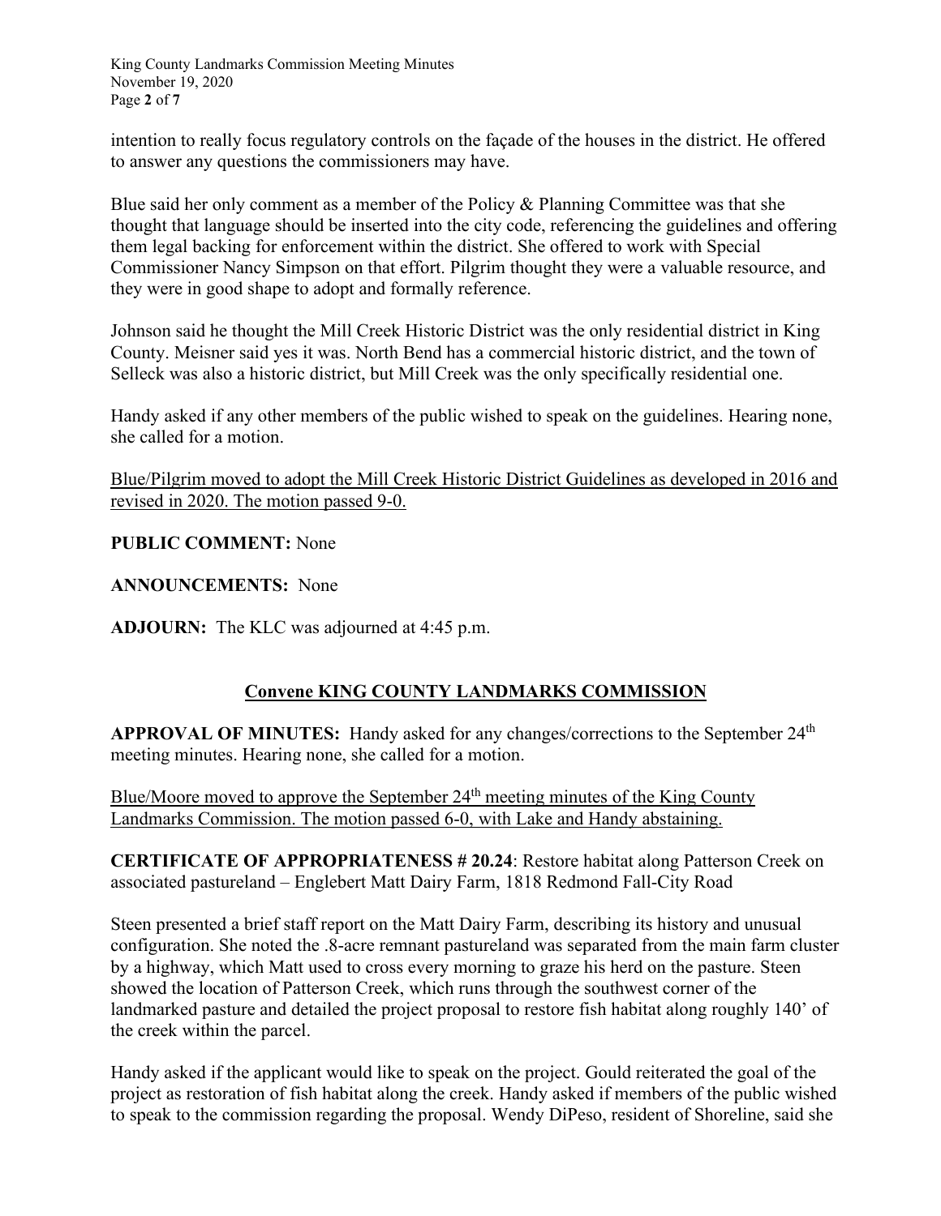intention to really focus regulatory controls on the façade of the houses in the district. He offered to answer any questions the commissioners may have.

Blue said her only comment as a member of the Policy & Planning Committee was that she thought that language should be inserted into the city code, referencing the guidelines and offering them legal backing for enforcement within the district. She offered to work with Special Commissioner Nancy Simpson on that effort. Pilgrim thought they were a valuable resource, and they were in good shape to adopt and formally reference.

Johnson said he thought the Mill Creek Historic District was the only residential district in King County. Meisner said yes it was. North Bend has a commercial historic district, and the town of Selleck was also a historic district, but Mill Creek was the only specifically residential one.

Handy asked if any other members of the public wished to speak on the guidelines. Hearing none, she called for a motion.

<u>Blue/Pilgrim moved to adopt the Mill Creek Historic District Guidelines as developed in 2016 and revised in 2020. The motion passed 9-0.</u>

**PUBLIC COMMENT:** None

**ANNOUNCEMENTS:** None

**ADJOURN:** The KLC was adjourned at 4:45 p.m.

## <u>Convene KING COUNTY LANDMARKS COMMISSION</u>

**APPROVAL OF MINUTES:** Handy asked for any changes/corrections to the September 24th meeting minutes. Hearing none, she called for a motion.

<u>Blue/Moore moved to approve the September 24th meeting minutes of the King County Landmarks Commission. The motion passed 6-0, with Lake and Handy abstaining.</u>

**CERTIFICATE OF APPROPRIATENESS # 20.24**: Restore habitat along Patterson Creek on associated pastureland – Englebert Matt Dairy Farm, 1818 Redmond Fall-City Road

Steen presented a brief staff report on the Matt Dairy Farm, describing its history and unusual configuration. She noted the .8-acre remnant pastureland was separated from the main farm cluster by a highway, which Matt used to cross every morning to graze his herd on the pasture. Steen showed the location of Patterson Creek, which runs through the southwest corner of the landmarked pasture and detailed the project proposal to restore fish habitat along roughly 140' of the creek within the parcel.

Handy asked if the applicant would like to speak on the project. Gould reiterated the goal of the project as restoration of fish habitat along the creek. Handy asked if members of the public wished to speak to the commission regarding the proposal. Wendy DiPeso, resident of Shoreline, said she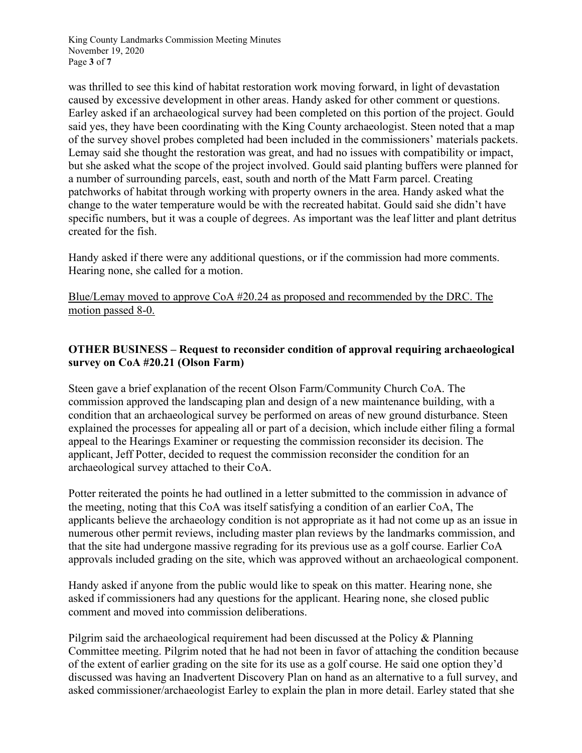was thrilled to see this kind of habitat restoration work moving forward, in light of devastation caused by excessive development in other areas. Handy asked for other comment or questions. Earley asked if an archaeological survey had been completed on this portion of the project. Gould said yes, they have been coordinating with the King County archaeologist. Steen noted that a map of the survey shovel probes completed had been included in the commissioners' materials packets. Lemay said she thought the restoration was great, and had no issues with compatibility or impact, but she asked what the scope of the project involved. Gould said planting buffers were planned for a number of surrounding parcels, east, south and north of the Matt Farm parcel. Creating patchworks of habitat through working with property owners in the area. Handy asked what the change to the water temperature would be with the recreated habitat. Gould said she didn't have specific numbers, but it was a couple of degrees. As important was the leaf litter and plant detritus created for the fish.

Handy asked if there were any additional questions, or if the commission had more comments. Hearing none, she called for a motion.

<u>Blue/Lemay moved to approve CoA #20.24 as proposed and recommended by the DRC. The motion passed 8-0.</u>

**OTHER BUSINESS – Request to reconsider condition of approval requiring archaeological survey on CoA #20.21 (Olson Farm)**

Steen gave a brief explanation of the recent Olson Farm/Community Church CoA. The commission approved the landscaping plan and design of a new maintenance building, with a condition that an archaeological survey be performed on areas of new ground disturbance. Steen explained the processes for appealing all or part of a decision, which include either filing a formal appeal to the Hearings Examiner or requesting the commission reconsider its decision. The applicant, Jeff Potter, decided to request the commission reconsider the condition for an archaeological survey attached to their CoA.

Potter reiterated the points he had outlined in a letter submitted to the commission in advance of the meeting, noting that this CoA was itself satisfying a condition of an earlier CoA, The applicants believe the archaeology condition is not appropriate as it had not come up as an issue in numerous other permit reviews, including master plan reviews by the landmarks commission, and that the site had undergone massive regrading for its previous use as a golf course. Earlier CoA approvals included grading on the site, which was approved without an archaeological component.

Handy asked if anyone from the public would like to speak on this matter. Hearing none, she asked if commissioners had any questions for the applicant. Hearing none, she closed public comment and moved into commission deliberations.

Pilgrim said the archaeological requirement had been discussed at the Policy & Planning Committee meeting. Pilgrim noted that he had not been in favor of attaching the condition because of the extent of earlier grading on the site for its use as a golf course. He said one option they'd discussed was having an Inadvertent Discovery Plan on hand as an alternative to a full survey, and asked commissioner/archaeologist Earley to explain the plan in more detail. Earley stated that she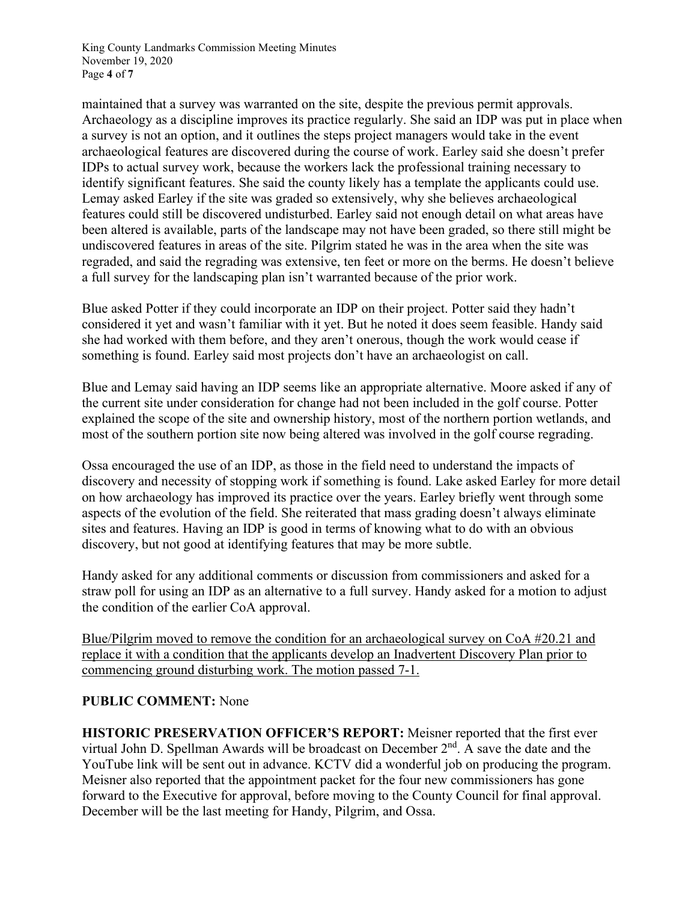maintained that a survey was warranted on the site, despite the previous permit approvals. Archaeology as a discipline improves its practice regularly. She said an IDP was put in place when a survey is not an option, and it outlines the steps project managers would take in the event archaeological features are discovered during the course of work. Earley said she doesn't prefer IDPs to actual survey work, because the workers lack the professional training necessary to identify significant features. She said the county likely has a template the applicants could use. Lemay asked Earley if the site was graded so extensively, why she believes archaeological features could still be discovered undisturbed. Earley said not enough detail on what areas have been altered is available, parts of the landscape may not have been graded, so there still might be undiscovered features in areas of the site. Pilgrim stated he was in the area when the site was regraded, and said the regrading was extensive, ten feet or more on the berms. He doesn't believe a full survey for the landscaping plan isn't warranted because of the prior work.

Blue asked Potter if they could incorporate an IDP on their project. Potter said they hadn't considered it yet and wasn't familiar with it yet. But he noted it does seem feasible. Handy said she had worked with them before, and they aren't onerous, though the work would cease if something is found. Earley said most projects don't have an archaeologist on call.

Blue and Lemay said having an IDP seems like an appropriate alternative. Moore asked if any of the current site under consideration for change had not been included in the golf course. Potter explained the scope of the site and ownership history, most of the northern portion wetlands, and most of the southern portion site now being altered was involved in the golf course regrading.

Ossa encouraged the use of an IDP, as those in the field need to understand the impacts of discovery and necessity of stopping work if something is found. Lake asked Earley for more detail on how archaeology has improved its practice over the years. Earley briefly went through some aspects of the evolution of the field. She reiterated that mass grading doesn't always eliminate sites and features. Having an IDP is good in terms of knowing what to do with an obvious discovery, but not good at identifying features that may be more subtle.

Handy asked for any additional comments or discussion from commissioners and asked for a straw poll for using an IDP as an alternative to a full survey. Handy asked for a motion to adjust the condition of the earlier CoA approval.

<u>Blue/Pilgrim moved to remove the condition for an archaeological survey on CoA #20.21 and replace it with a condition that the applicants develop an Inadvertent Discovery Plan prior to commencing ground disturbing work. The motion passed 7-1.</u>

**PUBLIC COMMENT:** None

**HISTORIC PRESERVATION OFFICER'S REPORT:** Meisner reported that the first ever virtual John D. Spellman Awards will be broadcast on December 2nd. A save the date and the YouTube link will be sent out in advance. KCTV did a wonderful job on producing the program. Meisner also reported that the appointment packet for the four new commissioners has gone forward to the Executive for approval, before moving to the County Council for final approval. December will be the last meeting for Handy, Pilgrim, and Ossa.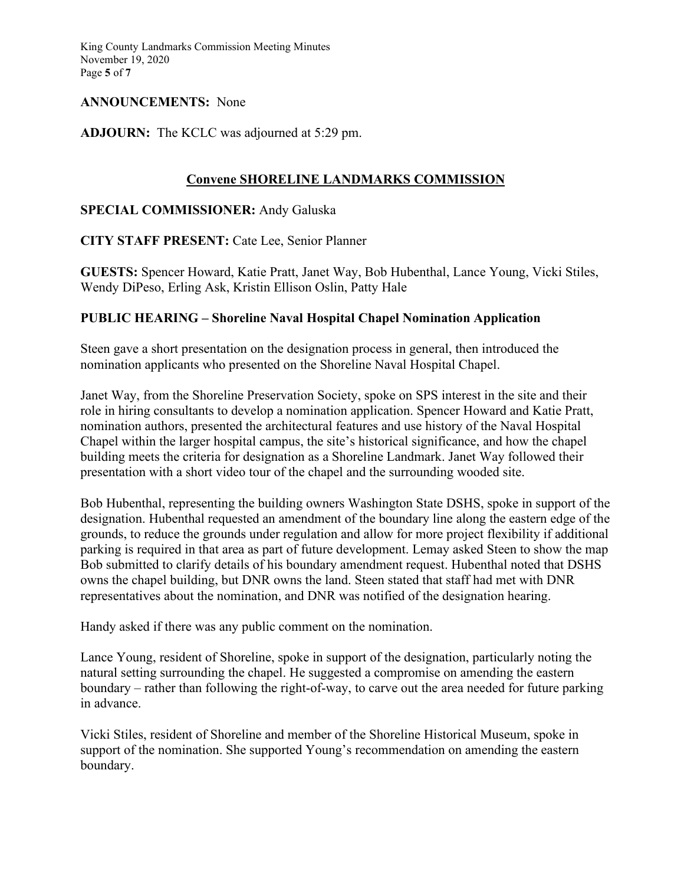**ANNOUNCEMENTS:** None

**ADJOURN:** The KCLC was adjourned at 5:29 pm.

## Convene SHORELINE LANDMARKS COMMISSION

**SPECIAL COMMISSIONER:** Andy Galuska

**CITY STAFF PRESENT:** Cate Lee, Senior Planner

**GUESTS:** Spencer Howard, Katie Pratt, Janet Way, Bob Hubenthal, Lance Young, Vicki Stiles, Wendy DiPeso, Erling Ask, Kristin Ellison Oslin, Patty Hale

**PUBLIC HEARING – Shoreline Naval Hospital Chapel Nomination Application**

Steen gave a short presentation on the designation process in general, then introduced the nomination applicants who presented on the Shoreline Naval Hospital Chapel.

Janet Way, from the Shoreline Preservation Society, spoke on SPS interest in the site and their role in hiring consultants to develop a nomination application. Spencer Howard and Katie Pratt, nomination authors, presented the architectural features and use history of the Naval Hospital Chapel within the larger hospital campus, the site's historical significance, and how the chapel building meets the criteria for designation as a Shoreline Landmark. Janet Way followed their presentation with a short video tour of the chapel and the surrounding wooded site.

Bob Hubenthal, representing the building owners Washington State DSHS, spoke in support of the designation. Hubenthal requested an amendment of the boundary line along the eastern edge of the grounds, to reduce the grounds under regulation and allow for more project flexibility if additional parking is required in that area as part of future development. Lemay asked Steen to show the map Bob submitted to clarify details of his boundary amendment request. Hubenthal noted that DSHS owns the chapel building, but DNR owns the land. Steen stated that staff had met with DNR representatives about the nomination, and DNR was notified of the designation hearing.

Handy asked if there was any public comment on the nomination.

Lance Young, resident of Shoreline, spoke in support of the designation, particularly noting the natural setting surrounding the chapel. He suggested a compromise on amending the eastern boundary – rather than following the right-of-way, to carve out the area needed for future parking in advance.

Vicki Stiles, resident of Shoreline and member of the Shoreline Historical Museum, spoke in support of the nomination. She supported Young's recommendation on amending the eastern boundary.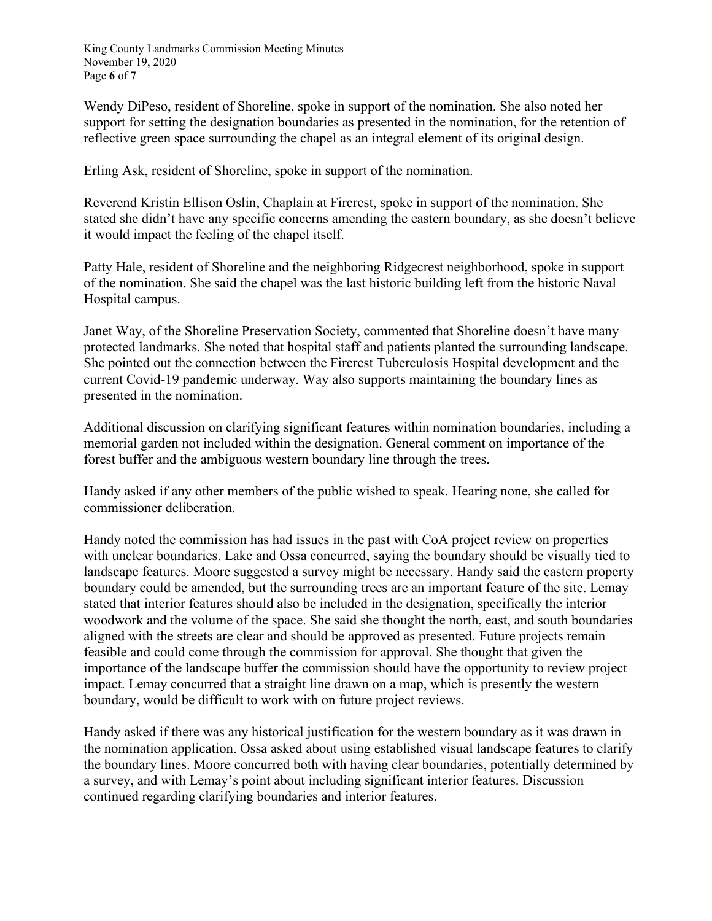Wendy DiPeso, resident of Shoreline, spoke in support of the nomination. She also noted her support for setting the designation boundaries as presented in the nomination, for the retention of reflective green space surrounding the chapel as an integral element of its original design.

Erling Ask, resident of Shoreline, spoke in support of the nomination.

Reverend Kristin Ellison Oslin, Chaplain at Fircrest, spoke in support of the nomination. She stated she didn't have any specific concerns amending the eastern boundary, as she doesn't believe it would impact the feeling of the chapel itself.

Patty Hale, resident of Shoreline and the neighboring Ridgecrest neighborhood, spoke in support of the nomination. She said the chapel was the last historic building left from the historic Naval Hospital campus.

Janet Way, of the Shoreline Preservation Society, commented that Shoreline doesn't have many protected landmarks. She noted that hospital staff and patients planted the surrounding landscape. She pointed out the connection between the Fircrest Tuberculosis Hospital development and the current Covid-19 pandemic underway. Way also supports maintaining the boundary lines as presented in the nomination.

Additional discussion on clarifying significant features within nomination boundaries, including a memorial garden not included within the designation. General comment on importance of the forest buffer and the ambiguous western boundary line through the trees.

Handy asked if any other members of the public wished to speak. Hearing none, she called for commissioner deliberation.

Handy noted the commission has had issues in the past with CoA project review on properties with unclear boundaries. Lake and Ossa concurred, saying the boundary should be visually tied to landscape features. Moore suggested a survey might be necessary. Handy said the eastern property boundary could be amended, but the surrounding trees are an important feature of the site. Lemay stated that interior features should also be included in the designation, specifically the interior woodwork and the volume of the space. She said she thought the north, east, and south boundaries aligned with the streets are clear and should be approved as presented. Future projects remain feasible and could come through the commission for approval. She thought that given the importance of the landscape buffer the commission should have the opportunity to review project impact. Lemay concurred that a straight line drawn on a map, which is presently the western boundary, would be difficult to work with on future project reviews.

Handy asked if there was any historical justification for the western boundary as it was drawn in the nomination application. Ossa asked about using established visual landscape features to clarify the boundary lines. Moore concurred both with having clear boundaries, potentially determined by a survey, and with Lemay's point about including significant interior features. Discussion continued regarding clarifying boundaries and interior features.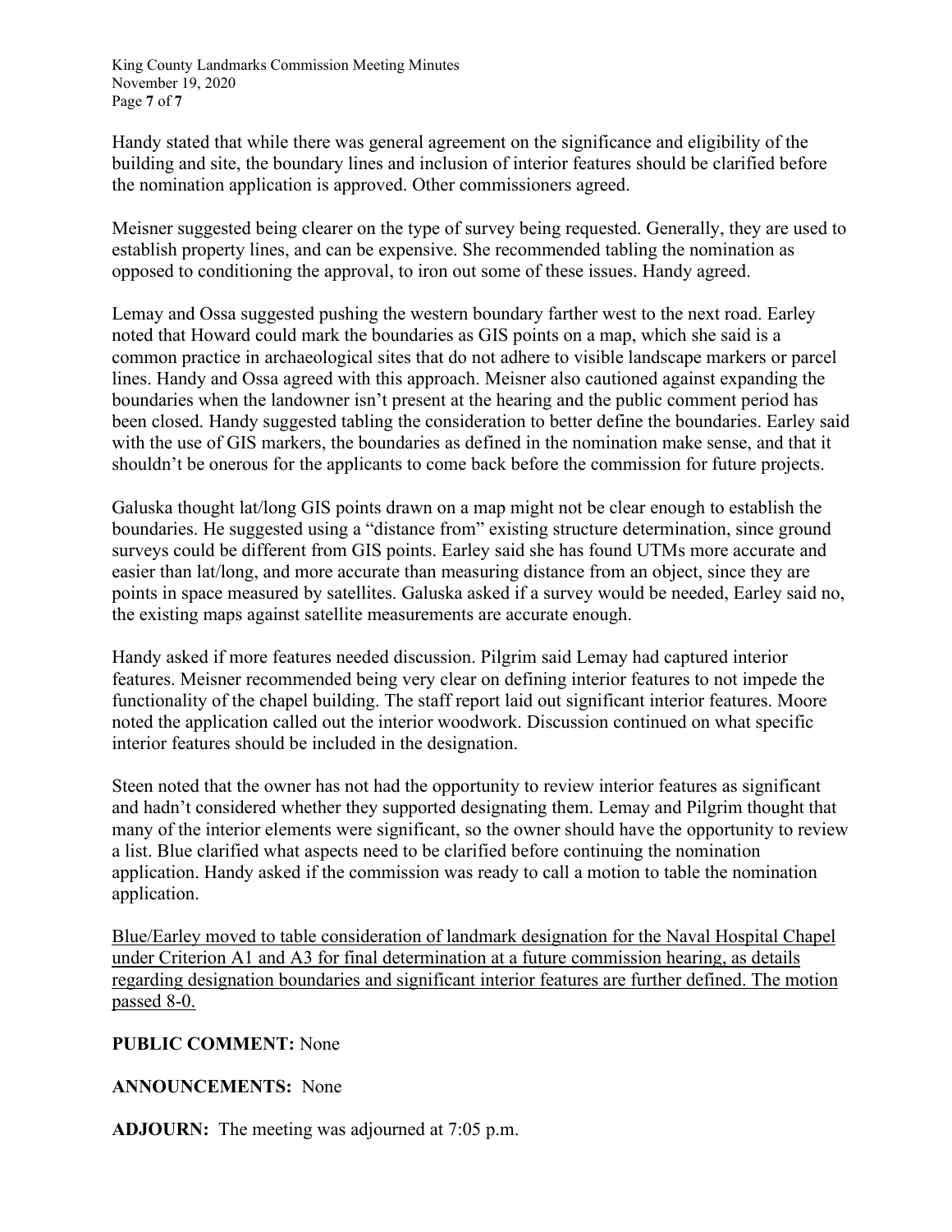Handy stated that while there was general agreement on the significance and eligibility of the building and site, the boundary lines and inclusion of interior features should be clarified before the nomination application is approved. Other commissioners agreed.

Meisner suggested being clearer on the type of survey being requested. Generally, they are used to establish property lines, and can be expensive. She recommended tabling the nomination as opposed to conditioning the approval, to iron out some of these issues. Handy agreed.

Lemay and Ossa suggested pushing the western boundary farther west to the next road. Earley noted that Howard could mark the boundaries as GIS points on a map, which she said is a common practice in archaeological sites that do not adhere to visible landscape markers or parcel lines. Handy and Ossa agreed with this approach. Meisner also cautioned against expanding the boundaries when the landowner isn't present at the hearing and the public comment period has been closed. Handy suggested tabling the consideration to better define the boundaries. Earley said with the use of GIS markers, the boundaries as defined in the nomination make sense, and that it shouldn't be onerous for the applicants to come back before the commission for future projects.

Galuska thought lat/long GIS points drawn on a map might not be clear enough to establish the boundaries. He suggested using a "distance from" existing structure determination, since ground surveys could be different from GIS points. Earley said she has found UTMs more accurate and easier than lat/long, and more accurate than measuring distance from an object, since they are points in space measured by satellites. Galuska asked if a survey would be needed, Earley said no, the existing maps against satellite measurements are accurate enough.

Handy asked if more features needed discussion. Pilgrim said Lemay had captured interior features. Meisner recommended being very clear on defining interior features to not impede the functionality of the chapel building. The staff report laid out significant interior features. Moore noted the application called out the interior woodwork. Discussion continued on what specific interior features should be included in the designation.

Steen noted that the owner has not had the opportunity to review interior features as significant and hadn't considered whether they supported designating them. Lemay and Pilgrim thought that many of the interior elements were significant, so the owner should have the opportunity to review a list. Blue clarified what aspects need to be clarified before continuing the nomination application. Handy asked if the commission was ready to call a motion to table the nomination application.

<u>Blue/Earley moved to table consideration of landmark designation for the Naval Hospital Chapel under Criterion A1 and A3 for final determination at a future commission hearing, as details regarding designation boundaries and significant interior features are further defined. The motion passed 8-0.</u>

**PUBLIC COMMENT:** None

**ANNOUNCEMENTS:** None

**ADJOURN:** The meeting was adjourned at 7:05 p.m.